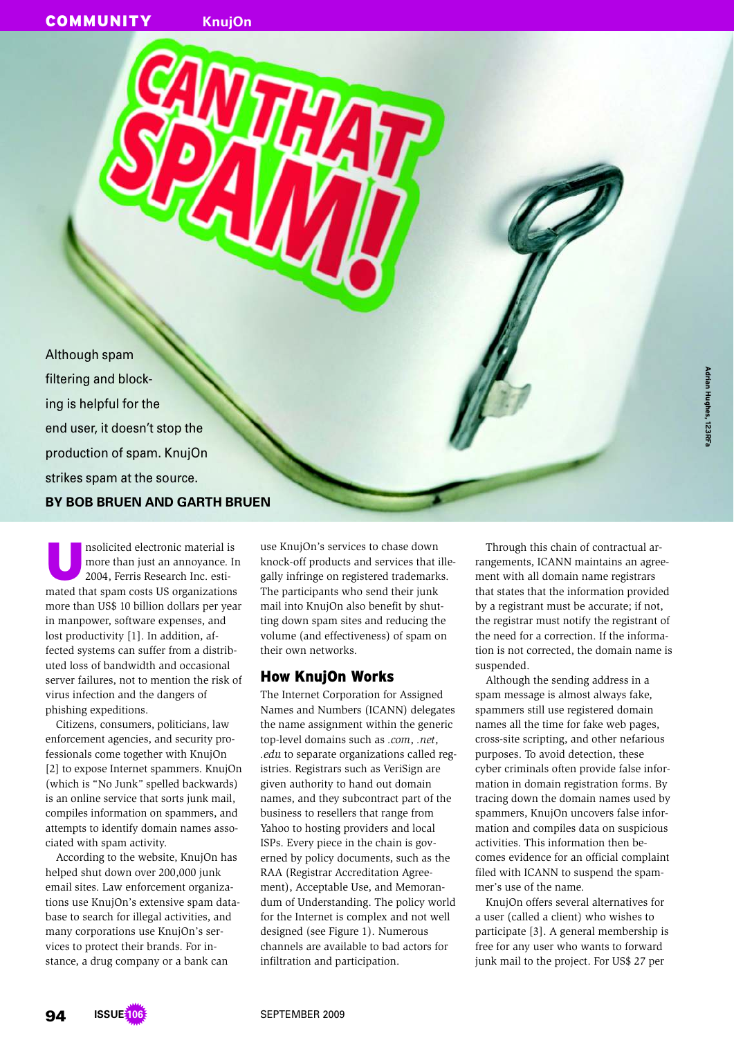# CAN THAT SPAM!

Although spam filtering and blocking is helpful for the end user, it doesn't stop the production of spam. KnujOn strikes spam at the source.

**BY BOB BRUEN AND GARTH BRUEN**

Unsolicited electronic material is more than just an annoyance. In 2004, Ferris Research Inc. estimated that spam costs US organizations more than US$ 10 billion dollars per year in manpower, software expenses, and lost productivity [1]. In addition, affected systems can suffer from a distributed loss of bandwidth and occasional server failures, not to mention the risk of virus infection and the dangers of phishing expeditions.

Citizens, consumers, politicians, law enforcement agencies, and security professionals come together with KnujOn [2] to expose Internet spammers. KnujOn (which is "No Junk" spelled backwards) is an online service that sorts junk mail, compiles information on spammers, and attempts to identify domain names associated with spam activity.

According to the website, KnujOn has helped shut down over 200,000 junk email sites. Law enforcement organizations use KnujOn's extensive spam database to search for illegal activities, and many corporations use KnujOn's services to protect their brands. For instance, a drug company or a bank can use KnujOn's services to chase down knock-off products and services that illegally infringe on registered trademarks. The participants who send their junk mail into KnujOn also benefit by shutting down spam sites and reducing the volume (and effectiveness) of spam on their own networks.

## How KnujOn Works

The Internet Corporation for Assigned Names and Numbers (ICANN) delegates the name assignment within the generic top-level domains such as *.com*, *.net*, *.edu* to separate organizations called registries. Registrars such as VeriSign are given authority to hand out domain names, and they subcontract part of the business to resellers that range from Yahoo to hosting providers and local ISPs. Every piece in the chain is governed by policy documents, such as the RAA (Registrar Accreditation Agreement), Acceptable Use, and Memorandum of Understanding. The policy world for the Internet is complex and not well designed (see Figure 1). Numerous channels are available to bad actors for infiltration and participation.

Through this chain of contractual arrangements, ICANN maintains an agreement with all domain name registrars that states that the information provided by a registrant must be accurate; if not, the registrar must notify the registrant of the need for a correction. If the information is not corrected, the domain name is suspended.

Although the sending address in a spam message is almost always fake, spammers still use registered domain names all the time for fake web pages, cross-site scripting, and other nefarious purposes. To avoid detection, these cyber criminals often provide false information in domain registration forms. By tracing down the domain names used by spammers, KnujOn uncovers false information and compiles data on suspicious activities. This information then becomes evidence for an official complaint filed with ICANN to suspend the spammer's use of the name.

KnujOn offers several alternatives for a user (called a client) who wishes to participate [3]. A general membership is free for any user who wants to forward junk mail to the project. For US$ 27 per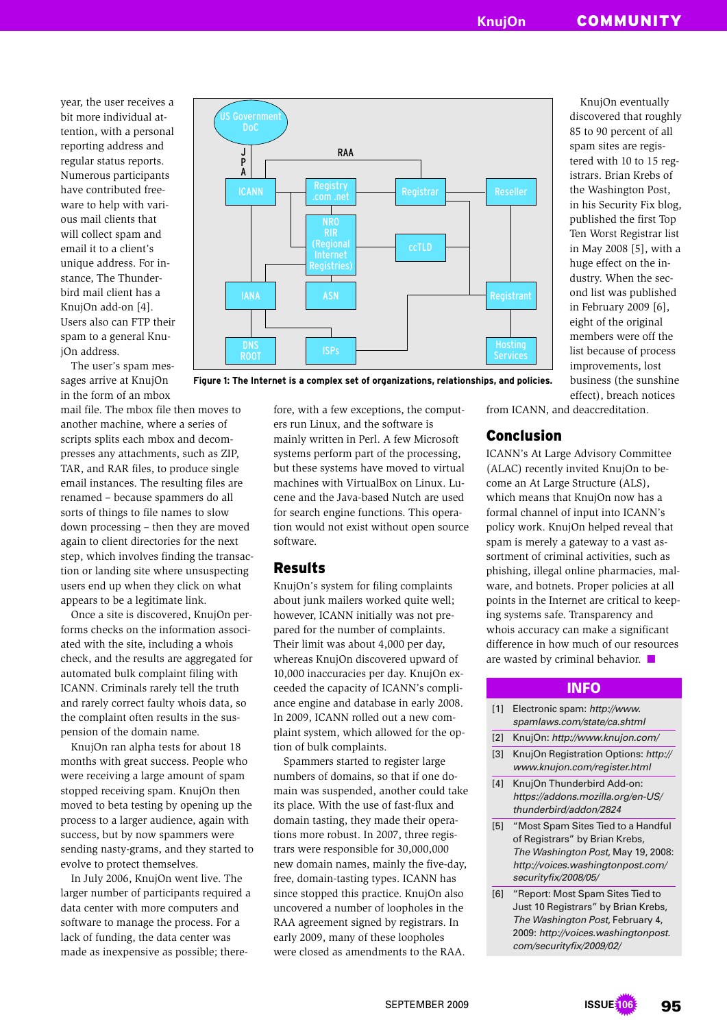year, the user receives a bit more individual attention, with a personal reporting address and regular status reports. Numerous participants have contributed freeware to help with various mail clients that will collect spam and email it to a client's unique address. For instance, The Thunderbird mail client has a KnujOn add-on [4]. Users also can FTP their spam to a general KnujOn address.

The user's spam messages arrive at KnujOn in the form of an mbox mail file. The mbox file then moves to another machine, where a series of scripts splits each mbox and decompresses any attachments, such as ZIP, TAR, and RAR files, to produce single email instances. The resulting files are renamed – because spammers do all sorts of things to file names to slow down processing – then they are moved again to client directories for the next step, which involves finding the transaction or landing site where unsuspecting users end up when they click on what appears to be a legitimate link.

Once a site is discovered, KnujOn performs checks on the information associated with the site, including a whois check, and the results are aggregated for automated bulk complaint filing with ICANN. Criminals rarely tell the truth and rarely correct faulty whois data, so the complaint often results in the suspension of the domain name.

KnujOn ran alpha tests for about 18 months with great success. People who were receiving a large amount of spam stopped receiving spam. KnujOn then moved to beta testing by opening up the process to a larger audience, again with success, but by now spammers were sending nasty-grams, and they started to evolve to protect themselves.

In July 2006, KnujOn went live. The larger number of participants required a data center with more computers and software to manage the process. For a lack of funding, the data center was made as inexpensive as possible; therefore, with a few exceptions, the computers run Linux, and the software is mainly written in Perl. A few Microsoft systems perform part of the processing, but these systems have moved to virtual machines with VirtualBox on Linux. Lucene and the Java-based Nutch are used for search engine functions. This operation would not exist without open source software.

US Government DoC
JPA
RAA
ICANN
Registry .com .net
Registrar
Reseller
NRO RIR (Regional Internet Registries)
ccTLD
IANA
ASN
Registrant
DNS ROOT
ISPs
Hosting Services

**Figure 1: The Internet is a complex set of organizations, relationships, and policies.**

## Results

KnujOn's system for filing complaints about junk mailers worked quite well; however, ICANN initially was not prepared for the number of complaints. Their limit was about 4,000 per day, whereas KnujOn discovered upward of 10,000 inaccuracies per day. KnujOn exceeded the capacity of ICANN's compliance engine and database in early 2008. In 2009, ICANN rolled out a new complaint system, which allowed for the option of bulk complaints.

Spammers started to register large numbers of domains, so that if one domain was suspended, another could take its place. With the use of fast-flux and domain tasting, they made their operations more robust. In 2007, three registrars were responsible for 30,000,000 new domain names, mainly the five-day, free, domain-tasting types. ICANN has since stopped this practice. KnujOn also uncovered a number of loopholes in the RAA agreement signed by registrars. In early 2009, many of these loopholes were closed as amendments to the RAA.

KnujOn eventually discovered that roughly 85 to 90 percent of all spam sites are registered with 10 to 15 registrars. Brian Krebs of the Washington Post, in his Security Fix blog, published the first Top Ten Worst Registrar list in May 2008 [5], with a huge effect on the industry. When the second list was published in February 2009 [6], eight of the original members were off the list because of process improvements, lost business (the sunshine effect), breach notices from ICANN, and deaccreditation.

## Conclusion

ICANN's At Large Advisory Committee (ALAC) recently invited KnujOn to become an At Large Structure (ALS), which means that KnujOn now has a formal channel of input into ICANN's policy work. KnujOn helped reveal that spam is merely a gateway to a vast assortment of criminal activities, such as phishing, illegal online pharmacies, malware, and botnets. Proper policies at all points in the Internet are critical to keeping systems safe. Transparency and whois accuracy can make a significant difference in how much of our resources are wasted by criminal behavior. ■

## INFO

[1] Electronic spam: *http://www.spamlaws.com/state/ca.shtml*

[2] KnujOn: *http://www.knujon.com/*

[3] KnujOn Registration Options: *http://www.knujon.com/register.html*

[4] KnujOn Thunderbird Add-on: *https://addons.mozilla.org/en-US/thunderbird/addon/2824*

[5] "Most Spam Sites Tied to a Handful of Registrars" by Brian Krebs, *The Washington Post*, May 19, 2008: *http://voices.washingtonpost.com/securityfix/2008/05/*

[6] "Report: Most Spam Sites Tied to Just 10 Registrars" by Brian Krebs, *The Washington Post*, February 4, 2009: *http://voices.washingtonpost.com/securityfix/2009/02/*